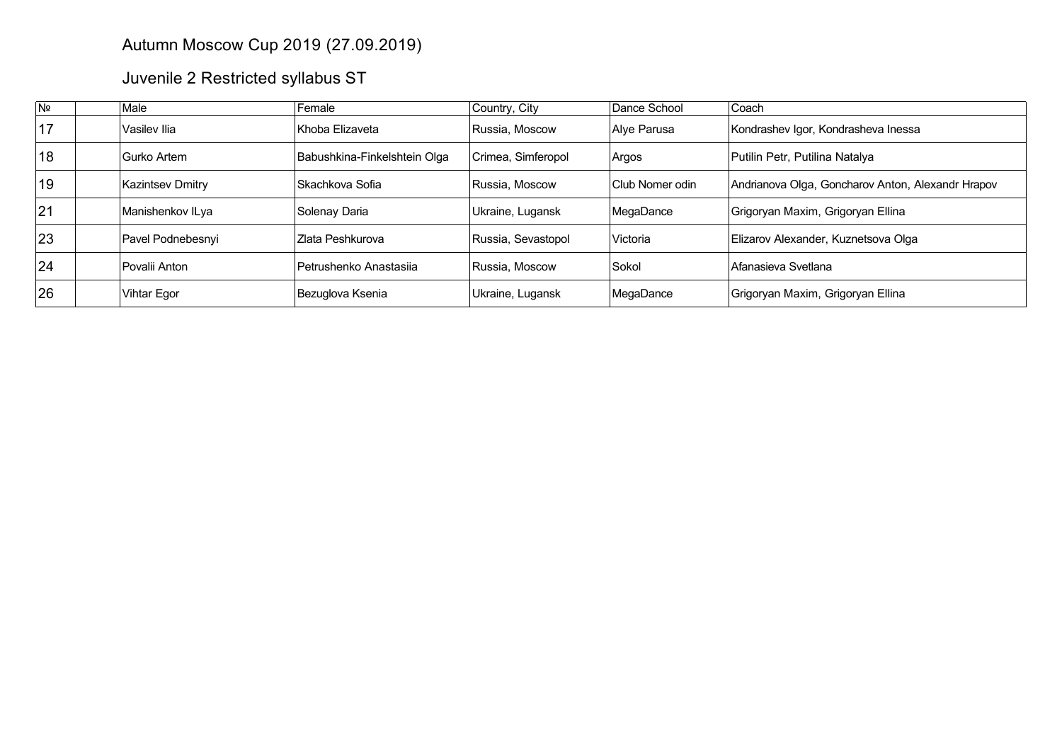# Autumn Moscow Cup 2019 (27.09.2019)

## Juvenile 2 Restricted syllabus ST

| № | | Male | Female | Country, City | Dance School | Coach |
|---|---|---|---|---|---|---|
| 17 | | Vasilev Ilia | Khoba Elizaveta | Russia, Moscow | Alye Parusa | Kondrashev Igor, Kondrasheva Inessa |
| 18 | | Gurko Artem | Babushkina-Finkelshtein Olga | Crimea, Simferopol | Argos | Putilin Petr, Putilina Natalya |
| 19 | | Kazintsev Dmitry | Skachkova Sofia | Russia, Moscow | Club Nomer odin | Andrianova Olga, Goncharov Anton, Alexandr Hrapov |
| 21 | | Manishenkov ILya | Solenay Daria | Ukraine, Lugansk | MegaDance | Grigoryan Maxim, Grigoryan Ellina |
| 23 | | Pavel Podnebesnyi | Zlata Peshkurova | Russia, Sevastopol | Victoria | Elizarov Alexander, Kuznetsova Olga |
| 24 | | Povalii Anton | Petrushenko Anastasiia | Russia, Moscow | Sokol | Afanasieva Svetlana |
| 26 | | Vihtar Egor | Bezuglova Ksenia | Ukraine, Lugansk | MegaDance | Grigoryan Maxim, Grigoryan Ellina |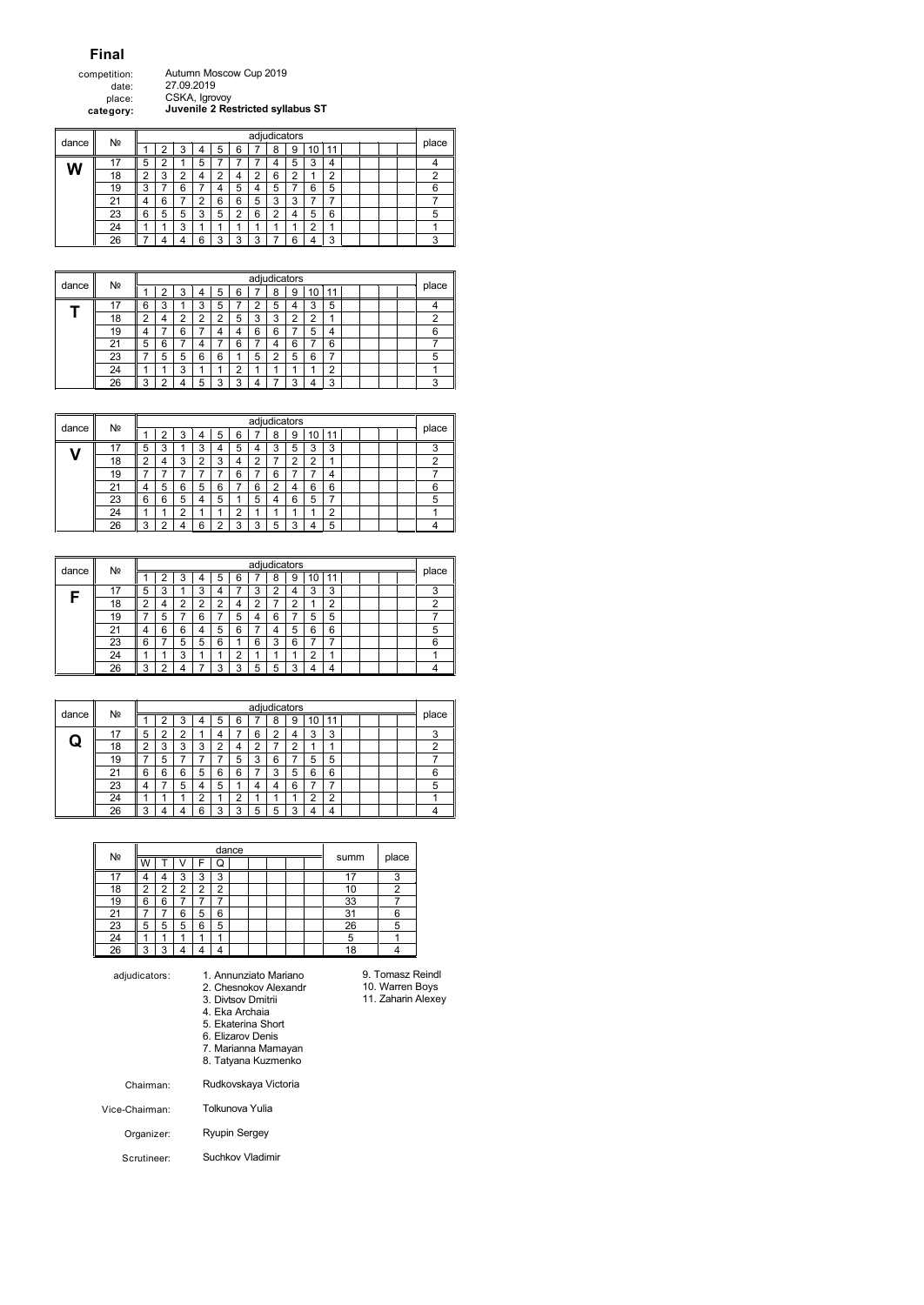# Final

competition: Autumn Moscow Cup 2019
date: 27.09.2019
place: CSKA, Igrovoy
**category: Juvenile 2 Restricted syllabus ST**

| dance | № | 1 | 2 | 3 | 4 | 5 | 6 | 7 | 8 | 9 | 10 | 11 | place |
|---|---|---|---|---|---|---|---|---|---|---|---|---|---|
| **W** | 17 | 5 | 2 | 1 | 5 | 7 | 7 | 7 | 4 | 5 | 3 | 4 | 4 |
| | 18 | 2 | 3 | 2 | 4 | 2 | 4 | 2 | 6 | 2 | 1 | 2 | 2 |
| | 19 | 3 | 7 | 6 | 7 | 4 | 5 | 4 | 5 | 7 | 6 | 5 | 6 |
| | 21 | 4 | 6 | 7 | 2 | 6 | 6 | 5 | 3 | 3 | 7 | 7 | 7 |
| | 23 | 6 | 5 | 5 | 3 | 5 | 2 | 6 | 2 | 4 | 5 | 6 | 5 |
| | 24 | 1 | 1 | 3 | 1 | 1 | 1 | 1 | 1 | 1 | 2 | 1 | 1 |
| | 26 | 7 | 4 | 4 | 6 | 3 | 3 | 3 | 7 | 6 | 4 | 3 | 3 |

| dance | № | 1 | 2 | 3 | 4 | 5 | 6 | 7 | 8 | 9 | 10 | 11 | place |
|---|---|---|---|---|---|---|---|---|---|---|---|---|---|
| **T** | 17 | 6 | 3 | 1 | 3 | 5 | 7 | 2 | 5 | 4 | 3 | 5 | 4 |
| | 18 | 2 | 4 | 2 | 2 | 2 | 5 | 3 | 3 | 2 | 2 | 1 | 2 |
| | 19 | 4 | 7 | 6 | 7 | 4 | 4 | 6 | 6 | 7 | 5 | 4 | 6 |
| | 21 | 5 | 6 | 7 | 4 | 7 | 6 | 7 | 4 | 6 | 7 | 6 | 7 |
| | 23 | 7 | 5 | 5 | 6 | 6 | 1 | 5 | 2 | 5 | 6 | 7 | 5 |
| | 24 | 1 | 1 | 3 | 1 | 1 | 2 | 1 | 1 | 1 | 1 | 2 | 1 |
| | 26 | 3 | 2 | 4 | 5 | 3 | 3 | 4 | 7 | 3 | 4 | 3 | 3 |

| dance | № | 1 | 2 | 3 | 4 | 5 | 6 | 7 | 8 | 9 | 10 | 11 | place |
|---|---|---|---|---|---|---|---|---|---|---|---|---|---|
| **V** | 17 | 5 | 3 | 1 | 3 | 4 | 5 | 4 | 3 | 5 | 3 | 3 | 3 |
| | 18 | 2 | 4 | 3 | 2 | 3 | 4 | 2 | 7 | 2 | 2 | 1 | 2 |
| | 19 | 7 | 7 | 7 | 7 | 7 | 6 | 7 | 6 | 7 | 7 | 4 | 7 |
| | 21 | 4 | 5 | 6 | 5 | 6 | 7 | 6 | 2 | 4 | 6 | 6 | 6 |
| | 23 | 6 | 6 | 5 | 4 | 5 | 1 | 5 | 4 | 6 | 5 | 7 | 5 |
| | 24 | 1 | 1 | 2 | 1 | 1 | 2 | 1 | 1 | 1 | 1 | 2 | 1 |
| | 26 | 3 | 2 | 4 | 6 | 2 | 3 | 3 | 5 | 3 | 4 | 5 | 4 |

| dance | № | 1 | 2 | 3 | 4 | 5 | 6 | 7 | 8 | 9 | 10 | 11 | place |
|---|---|---|---|---|---|---|---|---|---|---|---|---|---|
| **F** | 17 | 5 | 3 | 1 | 3 | 4 | 7 | 3 | 2 | 4 | 3 | 3 | 3 |
| | 18 | 2 | 4 | 2 | 2 | 2 | 4 | 2 | 7 | 2 | 1 | 2 | 2 |
| | 19 | 7 | 5 | 7 | 6 | 7 | 5 | 4 | 6 | 7 | 5 | 5 | 7 |
| | 21 | 4 | 6 | 6 | 4 | 5 | 6 | 7 | 4 | 5 | 6 | 6 | 5 |
| | 23 | 6 | 7 | 5 | 5 | 6 | 1 | 6 | 3 | 6 | 7 | 7 | 6 |
| | 24 | 1 | 1 | 3 | 1 | 1 | 2 | 1 | 1 | 1 | 2 | 1 | 1 |
| | 26 | 3 | 2 | 4 | 7 | 3 | 3 | 5 | 5 | 3 | 4 | 4 | 4 |

| dance | № | 1 | 2 | 3 | 4 | 5 | 6 | 7 | 8 | 9 | 10 | 11 | place |
|---|---|---|---|---|---|---|---|---|---|---|---|---|---|
| **Q** | 17 | 5 | 2 | 2 | 1 | 4 | 7 | 6 | 2 | 4 | 3 | 3 | 3 |
| | 18 | 2 | 3 | 3 | 3 | 2 | 4 | 2 | 7 | 2 | 1 | 1 | 2 |
| | 19 | 7 | 5 | 7 | 7 | 7 | 5 | 3 | 6 | 7 | 5 | 5 | 7 |
| | 21 | 6 | 6 | 6 | 5 | 6 | 6 | 7 | 3 | 5 | 6 | 6 | 6 |
| | 23 | 4 | 7 | 5 | 4 | 5 | 1 | 4 | 4 | 6 | 7 | 7 | 5 |
| | 24 | 1 | 1 | 1 | 2 | 1 | 2 | 1 | 1 | 1 | 2 | 2 | 1 |
| | 26 | 3 | 4 | 4 | 6 | 3 | 3 | 5 | 5 | 3 | 4 | 4 | 4 |

| № | W | T | V | F | Q | summ | place |
|---|---|---|---|---|---|---|---|
| 17 | 4 | 4 | 3 | 3 | 3 | 17 | 3 |
| 18 | 2 | 2 | 2 | 2 | 2 | 10 | 2 |
| 19 | 6 | 6 | 7 | 7 | 7 | 33 | 7 |
| 21 | 7 | 7 | 6 | 5 | 6 | 31 | 6 |
| 23 | 5 | 5 | 5 | 6 | 5 | 26 | 5 |
| 24 | 1 | 1 | 1 | 1 | 1 | 5 | 1 |
| 26 | 3 | 3 | 4 | 4 | 4 | 18 | 4 |

adjudicators:
1. Annunziato Mariano
2. Chesnokov Alexandr
3. Divtsov Dmitrii
4. Eka Archaia
5. Ekaterina Short
6. Elizarov Denis
7. Marianna Mamayan
8. Tatyana Kuzmenko
9. Tomasz Reindl
10. Warren Boys
11. Zaharin Alexey

Chairman: Rudkovskaya Victoria

Vice-Chairman: Tolkunova Yulia

Organizer: Ryupin Sergey

Scrutineer: Suchkov Vladimir